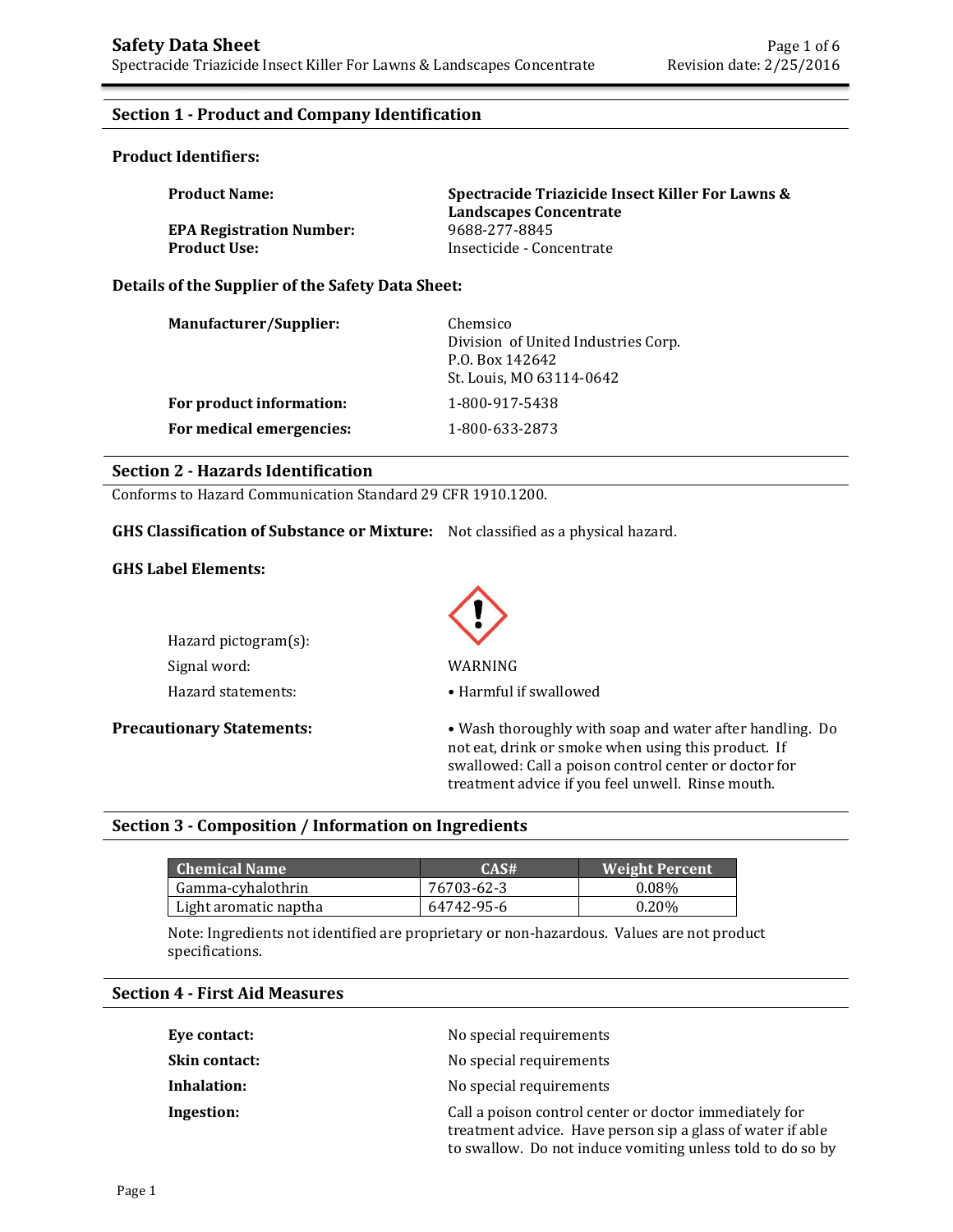# Safety Data Sheet

Spectracide Triazicide Insect Killer For Lawns & Landscapes Concentrate

## Section 1 - Product and Company Identification

### Product Identifiers:

**Product Name:** **Spectracide Triazicide Insect Killer For Lawns & Landscapes Concentrate**

**EPA Registration Number:** 9688-277-8845

**Product Use:** Insecticide - Concentrate

### Details of the Supplier of the Safety Data Sheet:

**Manufacturer/Supplier:** Chemsico
Division of United Industries Corp.
P.O. Box 142642
St. Louis, MO 63114-0642

**For product information:** 1-800-917-5438

**For medical emergencies:** 1-800-633-2873

## Section 2 - Hazards Identification

Conforms to Hazard Communication Standard 29 CFR 1910.1200.

**GHS Classification of Substance or Mixture:** Not classified as a physical hazard.

**GHS Label Elements:**

Hazard pictogram(s):

Signal word: WARNING

Hazard statements: • Harmful if swallowed

**Precautionary Statements:** • Wash thoroughly with soap and water after handling. Do not eat, drink or smoke when using this product. If swallowed: Call a poison control center or doctor for treatment advice if you feel unwell. Rinse mouth.

## Section 3 - Composition / Information on Ingredients

| Chemical Name | CAS# | Weight Percent |
|---|---|---|
| Gamma-cyhalothrin | 76703-62-3 | 0.08% |
| Light aromatic naptha | 64742-95-6 | 0.20% |

Note: Ingredients not identified are proprietary or non-hazardous. Values are not product specifications.

## Section 4 - First Aid Measures

**Eye contact:** No special requirements

**Skin contact:** No special requirements

**Inhalation:** No special requirements

**Ingestion:** Call a poison control center or doctor immediately for treatment advice. Have person sip a glass of water if able to swallow. Do not induce vomiting unless told to do so by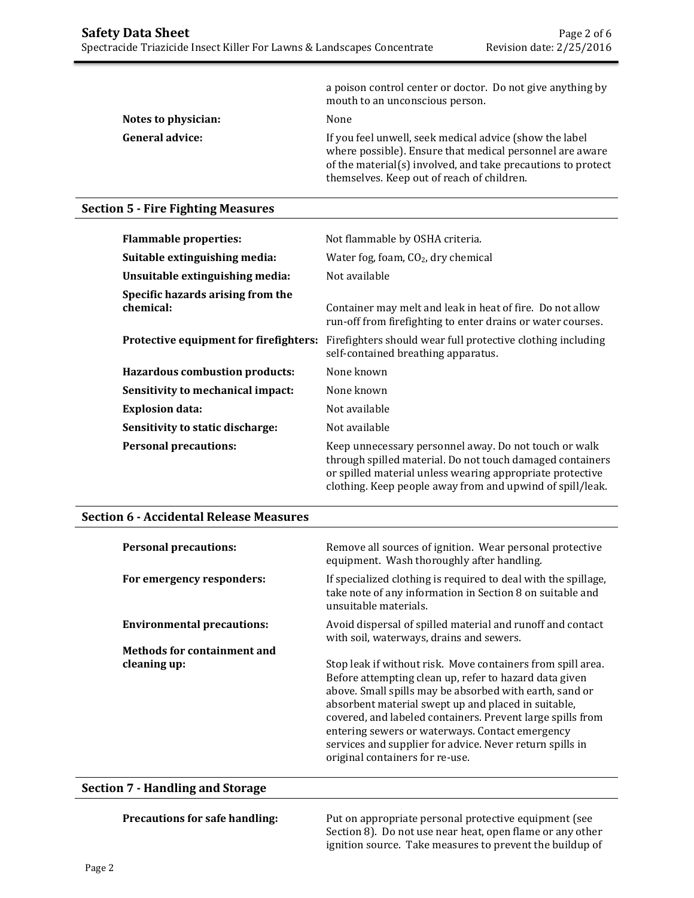a poison control center or doctor. Do not give anything by mouth to an unconscious person.

| | |
|---|---|
| **Notes to physician:** | None |
| **General advice:** | If you feel unwell, seek medical advice (show the label where possible). Ensure that medical personnel are aware of the material(s) involved, and take precautions to protect themselves. Keep out of reach of children. |

## Section 5 - Fire Fighting Measures

| | |
|---|---|
| **Flammable properties:** | Not flammable by OSHA criteria. |
| **Suitable extinguishing media:** | Water fog, foam, $CO_2$, dry chemical |
| **Unsuitable extinguishing media:** | Not available |
| **Specific hazards arising from the chemical:** | Container may melt and leak in heat of fire. Do not allow run-off from firefighting to enter drains or water courses. |
| **Protective equipment for firefighters:** | Firefighters should wear full protective clothing including self-contained breathing apparatus. |
| **Hazardous combustion products:** | None known |
| **Sensitivity to mechanical impact:** | None known |
| **Explosion data:** | Not available |
| **Sensitivity to static discharge:** | Not available |
| **Personal precautions:** | Keep unnecessary personnel away. Do not touch or walk through spilled material. Do not touch damaged containers or spilled material unless wearing appropriate protective clothing. Keep people away from and upwind of spill/leak. |

## Section 6 - Accidental Release Measures

| | |
|---|---|
| **Personal precautions:** | Remove all sources of ignition. Wear personal protective equipment. Wash thoroughly after handling. |
| **For emergency responders:** | If specialized clothing is required to deal with the spillage, take note of any information in Section 8 on suitable and unsuitable materials. |
| **Environmental precautions:** | Avoid dispersal of spilled material and runoff and contact with soil, waterways, drains and sewers. |
| **Methods for containment and cleaning up:** | Stop leak if without risk. Move containers from spill area. Before attempting clean up, refer to hazard data given above. Small spills may be absorbed with earth, sand or absorbent material swept up and placed in suitable, covered, and labeled containers. Prevent large spills from entering sewers or waterways. Contact emergency services and supplier for advice. Never return spills in original containers for re-use. |

## Section 7 - Handling and Storage

| | |
|---|---|
| **Precautions for safe handling:** | Put on appropriate personal protective equipment (see Section 8). Do not use near heat, open flame or any other ignition source. Take measures to prevent the buildup of |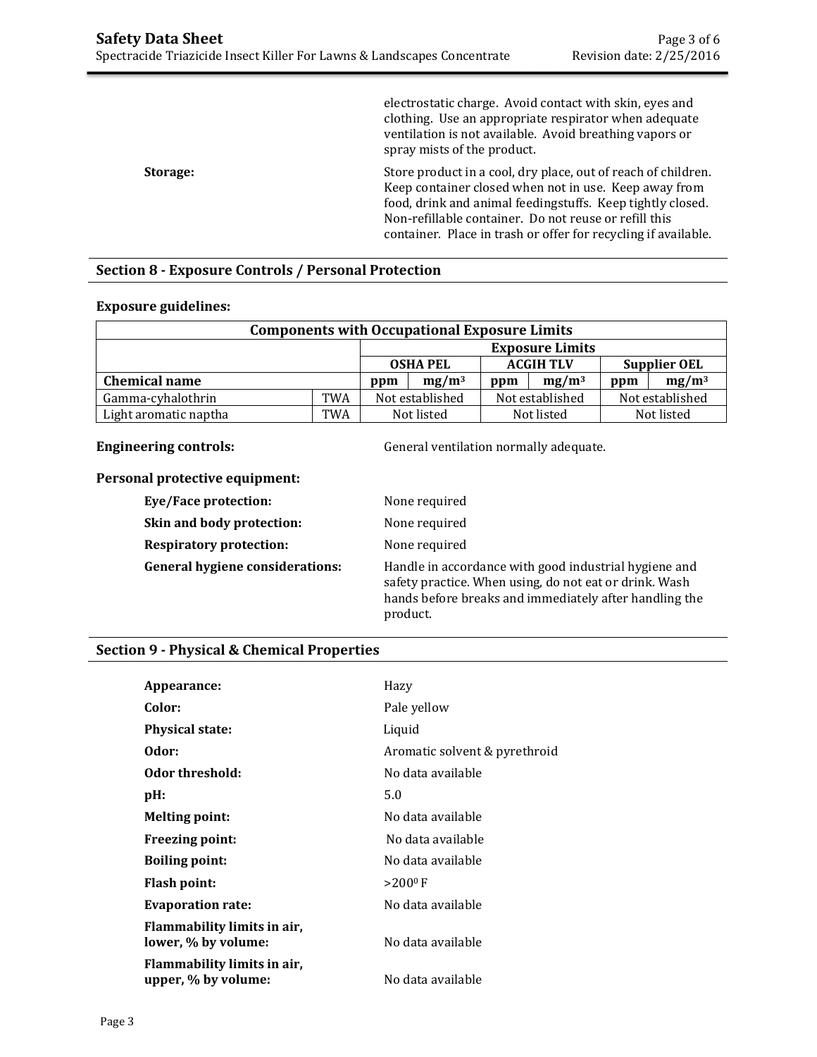electrostatic charge. Avoid contact with skin, eyes and clothing. Use an appropriate respirator when adequate ventilation is not available. Avoid breathing vapors or spray mists of the product.

**Storage:** Store product in a cool, dry place, out of reach of children. Keep container closed when not in use. Keep away from food, drink and animal feedingstuffs. Keep tightly closed. Non-refillable container. Do not reuse or refill this container. Place in trash or offer for recycling if available.

## Section 8 - Exposure Controls / Personal Protection

**Exposure guidelines:**

| Components with Occupational Exposure Limits | | | | | | | |
|---|---|---|---|---|---|---|---|
| | | Exposure Limits | | | | | |
| | | OSHA PEL | | ACGIH TLV | | Supplier OEL | |
| **Chemical name** | | ppm | $mg/m^3$ | ppm | $mg/m^3$ | ppm | $mg/m^3$ |
| Gamma-cyhalothrin | TWA | Not established | | Not established | | Not established | |
| Light aromatic naptha | TWA | Not listed | | Not listed | | Not listed | |

**Engineering controls:** General ventilation normally adequate.

**Personal protective equipment:**

- **Eye/Face protection:** None required
- **Skin and body protection:** None required
- **Respiratory protection:** None required
- **General hygiene considerations:** Handle in accordance with good industrial hygiene and safety practice. When using, do not eat or drink. Wash hands before breaks and immediately after handling the product.

## Section 9 - Physical & Chemical Properties

- **Appearance:** Hazy
- **Color:** Pale yellow
- **Physical state:** Liquid
- **Odor:** Aromatic solvent & pyrethroid
- **Odor threshold:** No data available
- **pH:** 5.0
- **Melting point:** No data available
- **Freezing point:** No data available
- **Boiling point:** No data available
- **Flash point:** >200$^0$ F
- **Evaporation rate:** No data available
- **Flammability limits in air, lower, % by volume:** No data available
- **Flammability limits in air, upper, % by volume:** No data available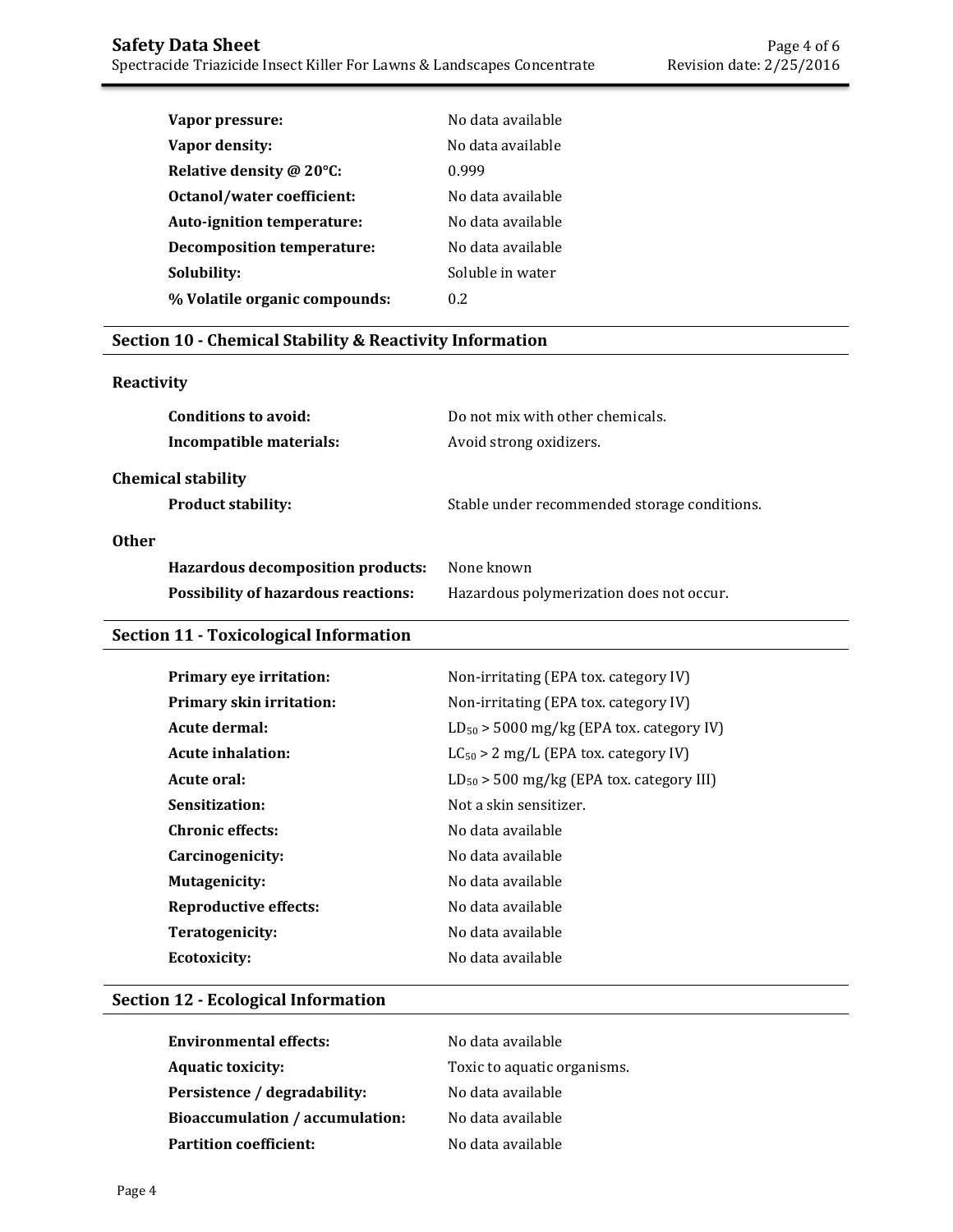| | |
|---|---|
| **Vapor pressure:** | No data available |
| **Vapor density:** | No data available |
| **Relative density @ 20°C:** | 0.999 |
| **Octanol/water coefficient:** | No data available |
| **Auto-ignition temperature:** | No data available |
| **Decomposition temperature:** | No data available |
| **Solubility:** | Soluble in water |
| **% Volatile organic compounds:** | 0.2 |

## Section 10 - Chemical Stability & Reactivity Information

### Reactivity

| | |
|---|---|
| **Conditions to avoid:** | Do not mix with other chemicals. |
| **Incompatible materials:** | Avoid strong oxidizers. |

### Chemical stability

| | |
|---|---|
| **Product stability:** | Stable under recommended storage conditions. |

### Other

| | |
|---|---|
| **Hazardous decomposition products:** | None known |
| **Possibility of hazardous reactions:** | Hazardous polymerization does not occur. |

## Section 11 - Toxicological Information

| | |
|---|---|
| **Primary eye irritation:** | Non-irritating (EPA tox. category IV) |
| **Primary skin irritation:** | Non-irritating (EPA tox. category IV) |
| **Acute dermal:** | $LD_{50}$ > 5000 mg/kg (EPA tox. category IV) |
| **Acute inhalation:** | $LC_{50}$ > 2 mg/L (EPA tox. category IV) |
| **Acute oral:** | $LD_{50}$ > 500 mg/kg (EPA tox. category III) |
| **Sensitization:** | Not a skin sensitizer. |
| **Chronic effects:** | No data available |
| **Carcinogenicity:** | No data available |
| **Mutagenicity:** | No data available |
| **Reproductive effects:** | No data available |
| **Teratogenicity:** | No data available |
| **Ecotoxicity:** | No data available |

## Section 12 - Ecological Information

| | |
|---|---|
| **Environmental effects:** | No data available |
| **Aquatic toxicity:** | Toxic to aquatic organisms. |
| **Persistence / degradability:** | No data available |
| **Bioaccumulation / accumulation:** | No data available |
| **Partition coefficient:** | No data available |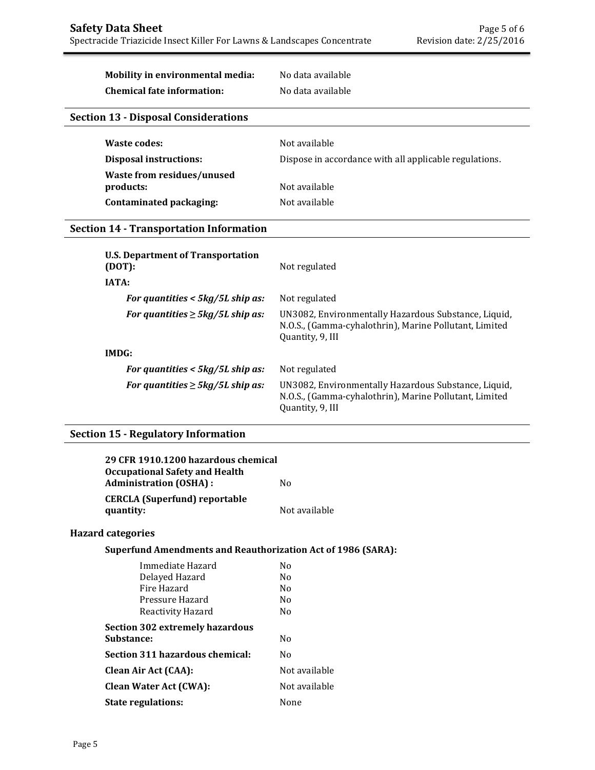**Mobility in environmental media:** No data available

**Chemical fate information:** No data available

## Section 13 - Disposal Considerations

| | |
|---|---|
| **Waste codes:** | Not available |
| **Disposal instructions:** | Dispose in accordance with all applicable regulations. |
| **Waste from residues/unused products:** | Not available |
| **Contaminated packaging:** | Not available |

## Section 14 - Transportation Information

| | |
|---|---|
| **U.S. Department of Transportation (DOT):** | Not regulated |
| **IATA:** | |
| ***For quantities < 5kg/5L ship as:*** | Not regulated |
| ***For quantities ≥ 5kg/5L ship as:*** | UN3082, Environmentally Hazardous Substance, Liquid, N.O.S., (Gamma-cyhalothrin), Marine Pollutant, Limited Quantity, 9, III |
| **IMDG:** | |
| ***For quantities < 5kg/5L ship as:*** | Not regulated |
| ***For quantities ≥ 5kg/5L ship as:*** | UN3082, Environmentally Hazardous Substance, Liquid, N.O.S., (Gamma-cyhalothrin), Marine Pollutant, Limited Quantity, 9, III |

## Section 15 - Regulatory Information

| | |
|---|---|
| **29 CFR 1910.1200 hazardous chemical Occupational Safety and Health Administration (OSHA) :** | No |
| **CERCLA (Superfund) reportable quantity:** | Not available |

### Hazard categories

**Superfund Amendments and Reauthorization Act of 1986 (SARA):**

| | |
|---|---|
| Immediate Hazard | No |
| Delayed Hazard | No |
| Fire Hazard | No |
| Pressure Hazard | No |
| Reactivity Hazard | No |

| | |
|---|---|
| **Section 302 extremely hazardous Substance:** | No |
| **Section 311 hazardous chemical:** | No |
| **Clean Air Act (CAA):** | Not available |
| **Clean Water Act (CWA):** | Not available |
| **State regulations:** | None |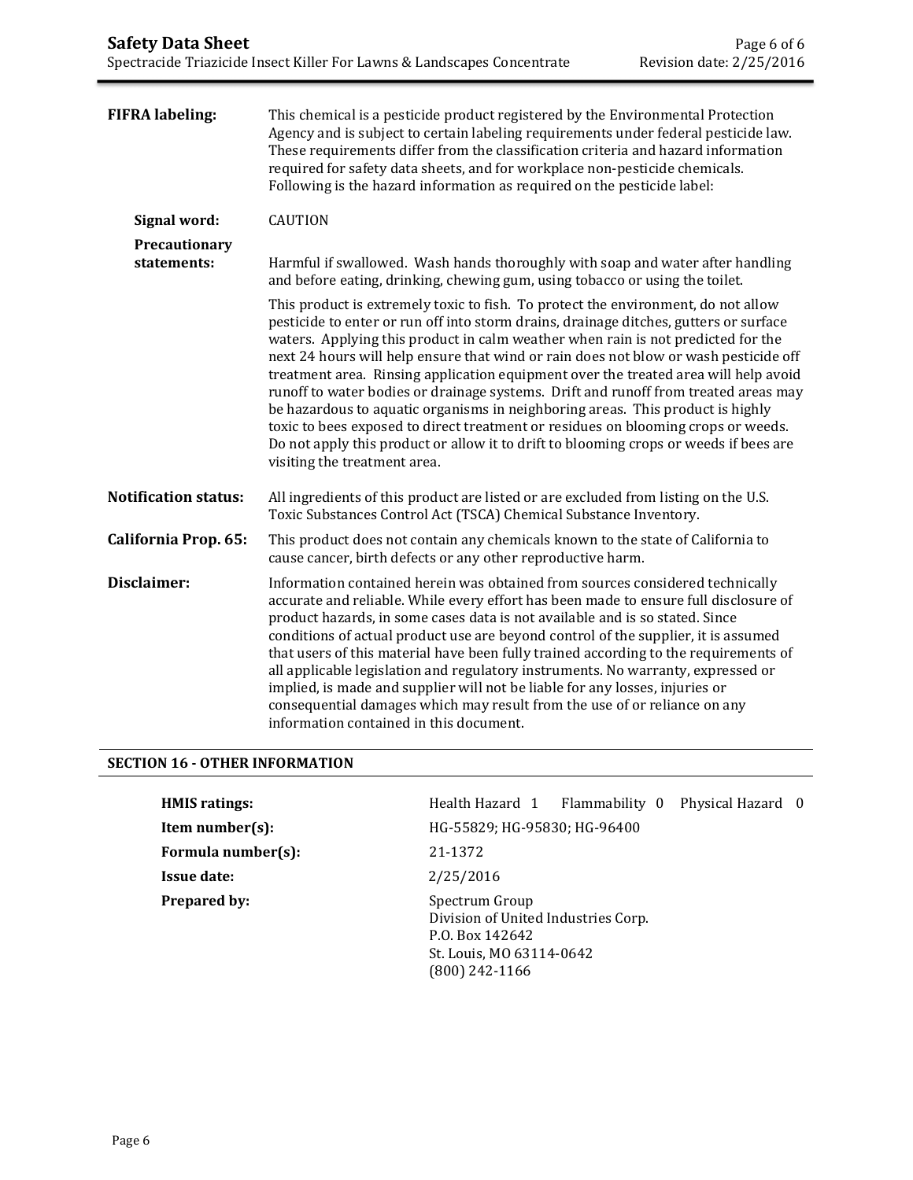**FIFRA labeling:** This chemical is a pesticide product registered by the Environmental Protection Agency and is subject to certain labeling requirements under federal pesticide law. These requirements differ from the classification criteria and hazard information required for safety data sheets, and for workplace non-pesticide chemicals. Following is the hazard information as required on the pesticide label:

**Signal word:** CAUTION

**Precautionary statements:** Harmful if swallowed. Wash hands thoroughly with soap and water after handling and before eating, drinking, chewing gum, using tobacco or using the toilet.

This product is extremely toxic to fish. To protect the environment, do not allow pesticide to enter or run off into storm drains, drainage ditches, gutters or surface waters. Applying this product in calm weather when rain is not predicted for the next 24 hours will help ensure that wind or rain does not blow or wash pesticide off treatment area. Rinsing application equipment over the treated area will help avoid runoff to water bodies or drainage systems. Drift and runoff from treated areas may be hazardous to aquatic organisms in neighboring areas. This product is highly toxic to bees exposed to direct treatment or residues on blooming crops or weeds. Do not apply this product or allow it to drift to blooming crops or weeds if bees are visiting the treatment area.

**Notification status:** All ingredients of this product are listed or are excluded from listing on the U.S. Toxic Substances Control Act (TSCA) Chemical Substance Inventory.

**California Prop. 65:** This product does not contain any chemicals known to the state of California to cause cancer, birth defects or any other reproductive harm.

**Disclaimer:** Information contained herein was obtained from sources considered technically accurate and reliable. While every effort has been made to ensure full disclosure of product hazards, in some cases data is not available and is so stated. Since conditions of actual product use are beyond control of the supplier, it is assumed that users of this material have been fully trained according to the requirements of all applicable legislation and regulatory instruments. No warranty, expressed or implied, is made and supplier will not be liable for any losses, injuries or consequential damages which may result from the use of or reliance on any information contained in this document.

## SECTION 16 - OTHER INFORMATION

**HMIS ratings:** Health Hazard 1 Flammability 0 Physical Hazard 0

**Item number(s):** HG-55829; HG-95830; HG-96400

**Formula number(s):** 21-1372

**Issue date:** 2/25/2016

**Prepared by:** Spectrum Group
Division of United Industries Corp.
P.O. Box 142642
St. Louis, MO 63114-0642
(800) 242-1166